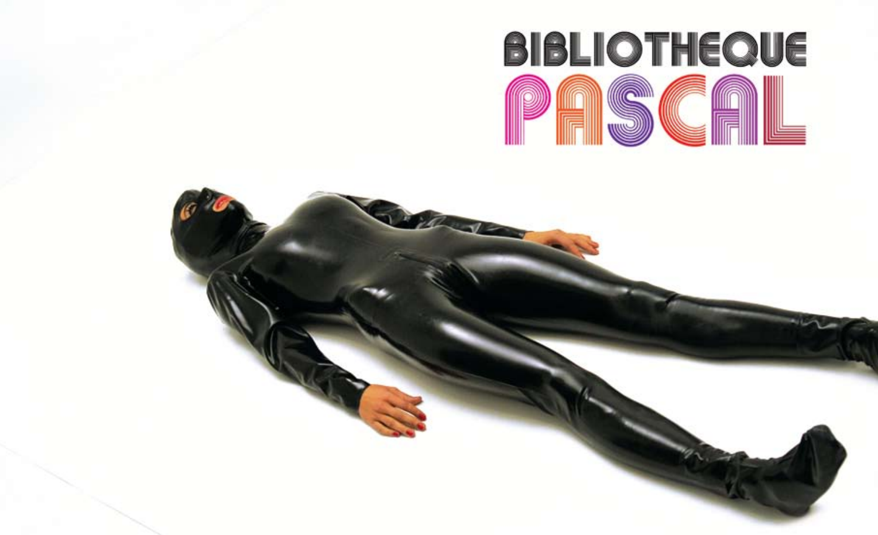# BIBLIOTHEQUE PASCAL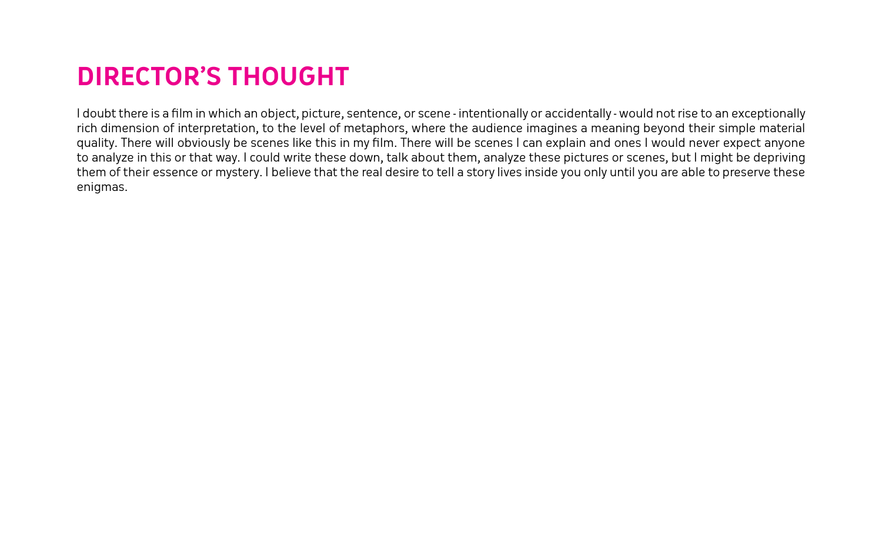# DIRECTOR'S THOUGHT

I doubt there is a film in which an object, picture, sentence, or scene - intentionally or accidentally - would not rise to an exceptionally rich dimension of interpretation, to the level of metaphors, where the audience imagines a meaning beyond their simple material quality. There will obviously be scenes like this in my film. There will be scenes I can explain and ones I would never expect anyone to analyze in this or that way. I could write these down, talk about them, analyze these pictures or scenes, but I might be depriving them of their essence or mystery. I believe that the real desire to tell a story lives inside you only until you are able to preserve these enigmas.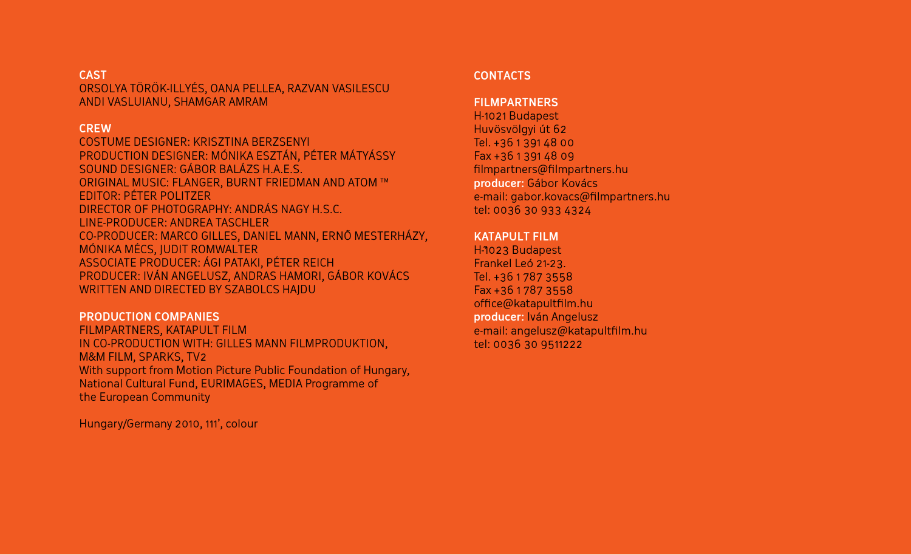## CAST

ORSOLYA TÖRÖK-ILLYÉS, OANA PELLEA, RAZVAN VASILESCU
ANDI VASLUIANU, SHAMGAR AMRAM

## CREW

COSTUME DESIGNER: KRISZTINA BERZSENYI
PRODUCTION DESIGNER: MÓNIKA ESZTÁN, PÉTER MÁTYÁSSY
SOUND DESIGNER: GÁBOR BALÁZS H.A.E.S.
ORIGINAL MUSIC: FLANGER, BURNT FRIEDMAN AND ATOM ™
EDITOR: PÉTER POLITZER
DIRECTOR OF PHOTOGRAPHY: ANDRÁS NAGY H.S.C.
LINE-PRODUCER: ANDREA TASCHLER
CO-PRODUCER: MARCO GILLES, DANIEL MANN, ERNŐ MESTERHÁZY, MÓNIKA MÉCS, JUDIT ROMWALTER
ASSOCIATE PRODUCER: ÁGI PATAKI, PÉTER REICH
PRODUCER: IVÁN ANGELUSZ, ANDRAS HAMORI, GÁBOR KOVÁCS
WRITTEN AND DIRECTED BY SZABOLCS HAJDU

## PRODUCTION COMPANIES

FILMPARTNERS, KATAPULT FILM
IN CO-PRODUCTION WITH: GILLES MANN FILMPRODUKTION, M&M FILM, SPARKS, TV2
With support from Motion Picture Public Foundation of Hungary, National Cultural Fund, EURIMAGES, MEDIA Programme of the European Community

Hungary/Germany 2010, 111', colour

## CONTACTS

### FILMPARTNERS

H-1021 Budapest
Huvösvölgyi út 62
Tel. +36 1 391 48 00
Fax +36 1 391 48 09
filmpartners@filmpartners.hu
**producer:** Gábor Kovács
e-mail: gabor.kovacs@filmpartners.hu
tel: 0036 30 933 4324

### KATAPULT FILM

H-1023 Budapest
Frankel Leó 21-23.
Tel. +36 1 787 3558
Fax +36 1 787 3558
office@katapultfilm.hu
**producer:** Iván Angelusz
e-mail: angelusz@katapultfilm.hu
tel: 0036 30 9511222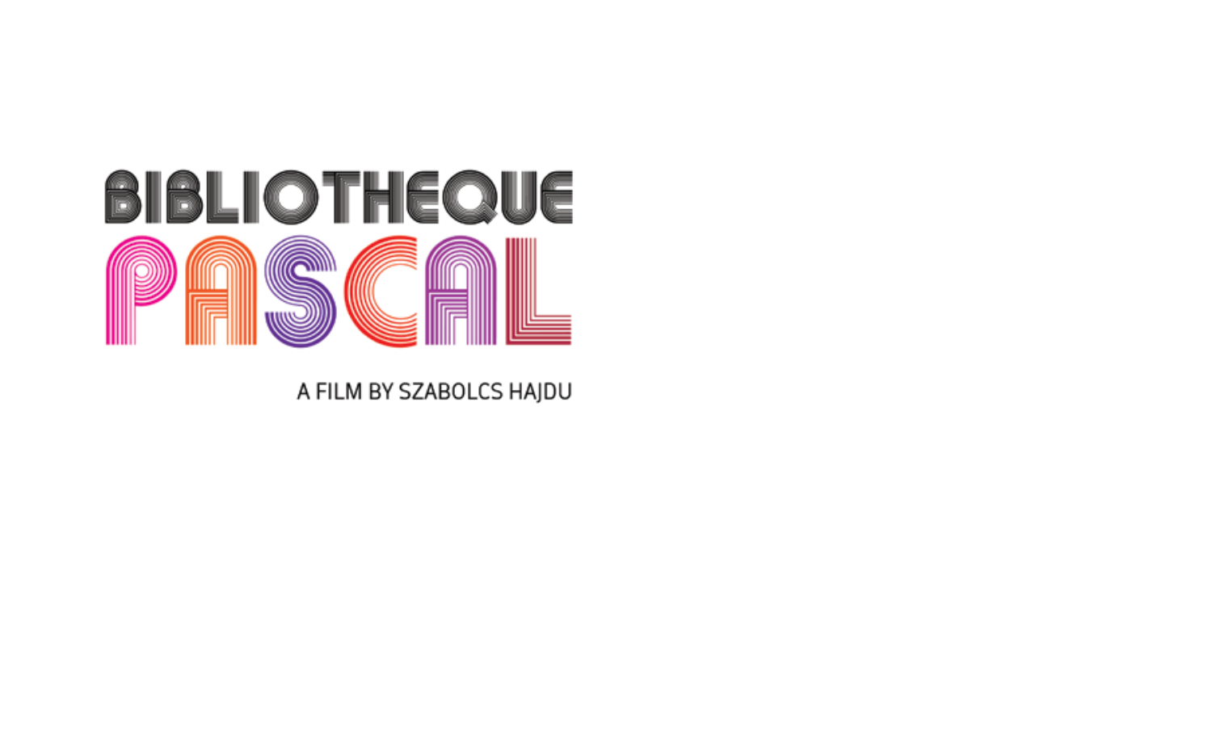# BIBLIOTHEQUE PASCAL

A FILM BY SZABOLCS HAJDU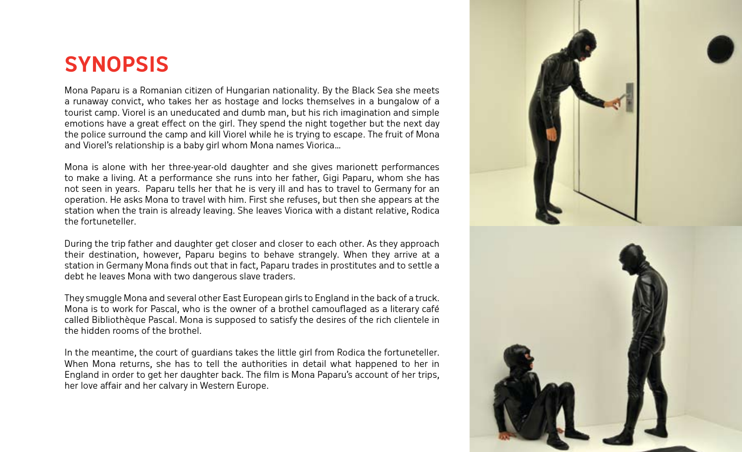# SYNOPSIS

Mona Paparu is a Romanian citizen of Hungarian nationality. By the Black Sea she meets a runaway convict, who takes her as hostage and locks themselves in a bungalow of a tourist camp. Viorel is an uneducated and dumb man, but his rich imagination and simple emotions have a great effect on the girl. They spend the night together but the next day the police surround the camp and kill Viorel while he is trying to escape. The fruit of Mona and Viorel's relationship is a baby girl whom Mona names Viorica...

Mona is alone with her three-year-old daughter and she gives marionett performances to make a living. At a performance she runs into her father, Gigi Paparu, whom she has not seen in years. Paparu tells her that he is very ill and has to travel to Germany for an operation. He asks Mona to travel with him. First she refuses, but then she appears at the station when the train is already leaving. She leaves Viorica with a distant relative, Rodica the fortuneteller.

During the trip father and daughter get closer and closer to each other. As they approach their destination, however, Paparu begins to behave strangely. When they arrive at a station in Germany Mona finds out that in fact, Paparu trades in prostitutes and to settle a debt he leaves Mona with two dangerous slave traders.

They smuggle Mona and several other East European girls to England in the back of a truck. Mona is to work for Pascal, who is the owner of a brothel camouflaged as a literary café called Bibliothèque Pascal. Mona is supposed to satisfy the desires of the rich clientele in the hidden rooms of the brothel.

In the meantime, the court of guardians takes the little girl from Rodica the fortuneteller. When Mona returns, she has to tell the authorities in detail what happened to her in England in order to get her daughter back. The film is Mona Paparu's account of her trips, her love affair and her calvary in Western Europe.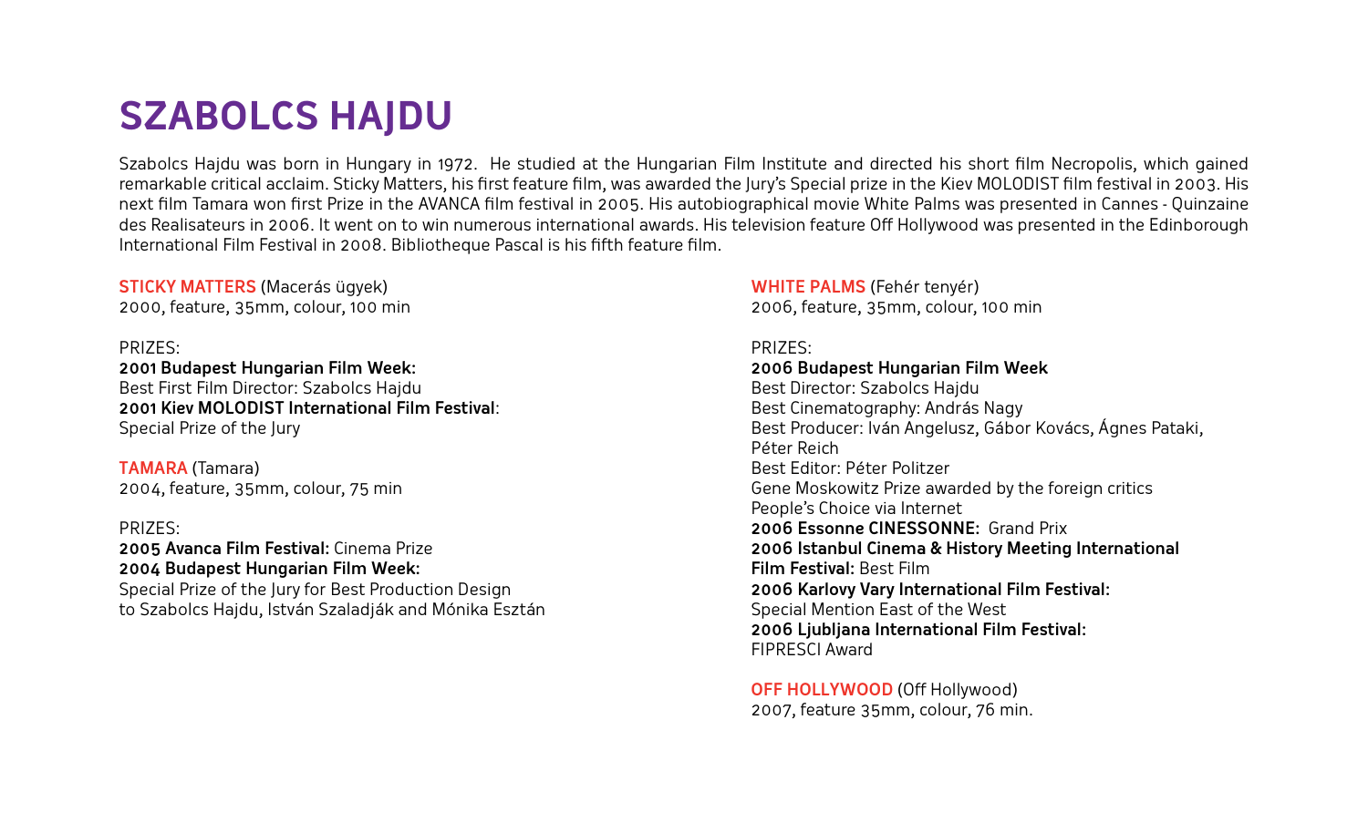# SZABOLCS HAJDU

Szabolcs Hajdu was born in Hungary in 1972. He studied at the Hungarian Film Institute and directed his short film Necropolis, which gained remarkable critical acclaim. Sticky Matters, his first feature film, was awarded the Jury's Special prize in the Kiev MOLODIST film festival in 2003. His next film Tamara won first Prize in the AVANCA film festival in 2005. His autobiographical movie White Palms was presented in Cannes - Quinzaine des Realisateurs in 2006. It went on to win numerous international awards. His television feature Off Hollywood was presented in the Edinborough International Film Festival in 2008. Bibliotheque Pascal is his fifth feature film.

**STICKY MATTERS** (Macerás ügyek)
2000, feature, 35mm, colour, 100 min

PRIZES:
**2001 Budapest Hungarian Film Week:**
Best First Film Director: Szabolcs Hajdu
**2001 Kiev MOLODIST International Film Festival**:
Special Prize of the Jury

**TAMARA** (Tamara)
2004, feature, 35mm, colour, 75 min

PRIZES:
**2005 Avanca Film Festival:** Cinema Prize
**2004 Budapest Hungarian Film Week:**
Special Prize of the Jury for Best Production Design
to Szabolcs Hajdu, István Szaladják and Mónika Esztán

**WHITE PALMS** (Fehér tenyér)
2006, feature, 35mm, colour, 100 min

PRIZES:
**2006 Budapest Hungarian Film Week**
Best Director: Szabolcs Hajdu
Best Cinematography: András Nagy
Best Producer: Iván Angelusz, Gábor Kovács, Ágnes Pataki, Péter Reich
Best Editor: Péter Politzer
Gene Moskowitz Prize awarded by the foreign critics
People's Choice via Internet
**2006 Essonne CINESSONNE:** Grand Prix
**2006 Istanbul Cinema & History Meeting International Film Festival:** Best Film
**2006 Karlovy Vary International Film Festival:**
Special Mention East of the West
**2006 Ljubljana International Film Festival:**
FIPRESCI Award

**OFF HOLLYWOOD** (Off Hollywood)
2007, feature 35mm, colour, 76 min.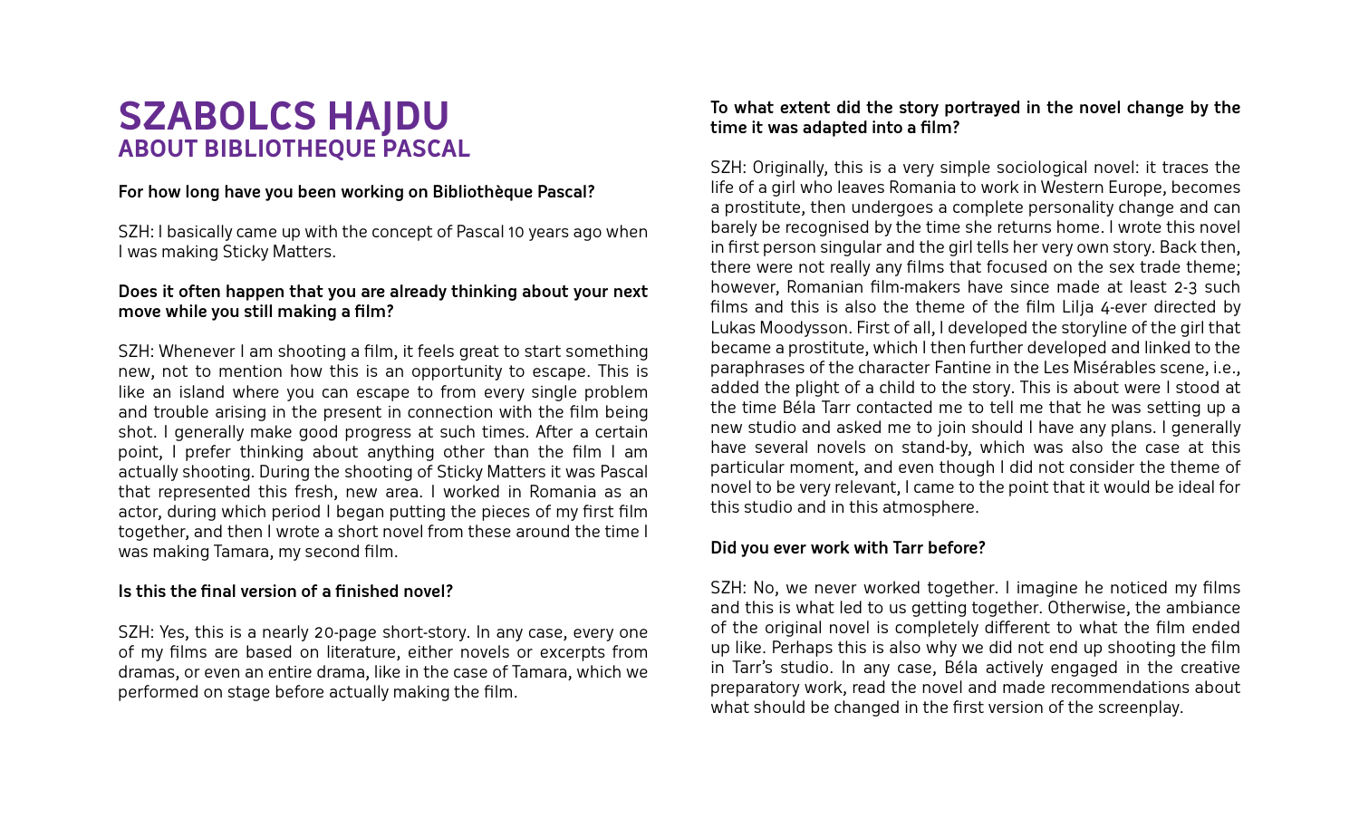# SZABOLCS HAJDU
## ABOUT BIBLIOTHEQUE PASCAL

**For how long have you been working on Bibliothèque Pascal?**

SZH: I basically came up with the concept of Pascal 10 years ago when I was making Sticky Matters.

**Does it often happen that you are already thinking about your next move while you still making a film?**

SZH: Whenever I am shooting a film, it feels great to start something new, not to mention how this is an opportunity to escape. This is like an island where you can escape to from every single problem and trouble arising in the present in connection with the film being shot. I generally make good progress at such times. After a certain point, I prefer thinking about anything other than the film I am actually shooting. During the shooting of Sticky Matters it was Pascal that represented this fresh, new area. I worked in Romania as an actor, during which period I began putting the pieces of my first film together, and then I wrote a short novel from these around the time I was making Tamara, my second film.

**Is this the final version of a finished novel?**

SZH: Yes, this is a nearly 20-page short-story. In any case, every one of my films are based on literature, either novels or excerpts from dramas, or even an entire drama, like in the case of Tamara, which we performed on stage before actually making the film.

**To what extent did the story portrayed in the novel change by the time it was adapted into a film?**

SZH: Originally, this is a very simple sociological novel: it traces the life of a girl who leaves Romania to work in Western Europe, becomes a prostitute, then undergoes a complete personality change and can barely be recognised by the time she returns home. I wrote this novel in first person singular and the girl tells her very own story. Back then, there were not really any films that focused on the sex trade theme; however, Romanian film-makers have since made at least 2-3 such films and this is also the theme of the film Lilja 4-ever directed by Lukas Moodysson. First of all, I developed the storyline of the girl that became a prostitute, which I then further developed and linked to the paraphrases of the character Fantine in the Les Misérables scene, i.e., added the plight of a child to the story. This is about were I stood at the time Béla Tarr contacted me to tell me that he was setting up a new studio and asked me to join should I have any plans. I generally have several novels on stand-by, which was also the case at this particular moment, and even though I did not consider the theme of novel to be very relevant, I came to the point that it would be ideal for this studio and in this atmosphere.

**Did you ever work with Tarr before?**

SZH: No, we never worked together. I imagine he noticed my films and this is what led to us getting together. Otherwise, the ambiance of the original novel is completely different to what the film ended up like. Perhaps this is also why we did not end up shooting the film in Tarr's studio. In any case, Béla actively engaged in the creative preparatory work, read the novel and made recommendations about what should be changed in the first version of the screenplay.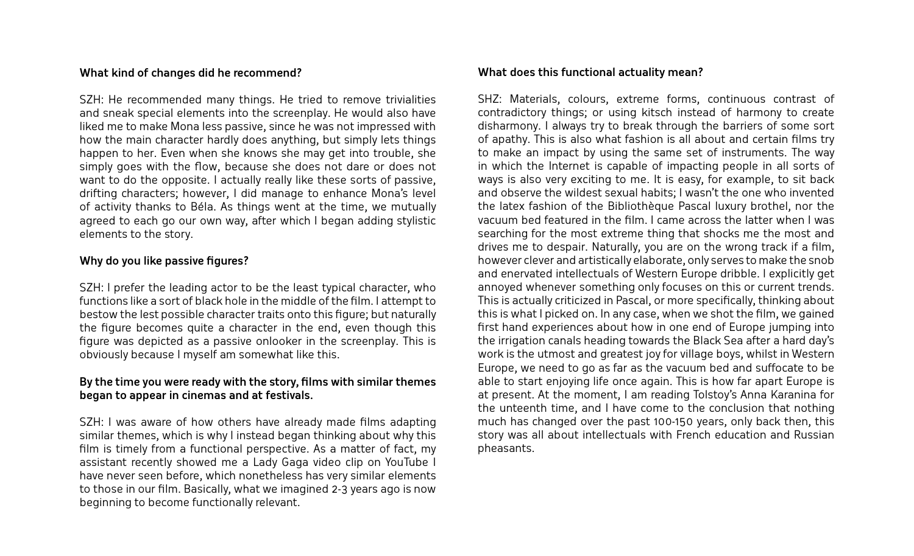**What kind of changes did he recommend?**

SZH: He recommended many things. He tried to remove trivialities and sneak special elements into the screenplay. He would also have liked me to make Mona less passive, since he was not impressed with how the main character hardly does anything, but simply lets things happen to her. Even when she knows she may get into trouble, she simply goes with the flow, because she does not dare or does not want to do the opposite. I actually really like these sorts of passive, drifting characters; however, I did manage to enhance Mona's level of activity thanks to Béla. As things went at the time, we mutually agreed to each go our own way, after which I began adding stylistic elements to the story.

**Why do you like passive figures?**

SZH: I prefer the leading actor to be the least typical character, who functions like a sort of black hole in the middle of the film. I attempt to bestow the lest possible character traits onto this figure; but naturally the figure becomes quite a character in the end, even though this figure was depicted as a passive onlooker in the screenplay. This is obviously because I myself am somewhat like this.

**By the time you were ready with the story, films with similar themes began to appear in cinemas and at festivals.**

SZH: I was aware of how others have already made films adapting similar themes, which is why I instead began thinking about why this film is timely from a functional perspective. As a matter of fact, my assistant recently showed me a Lady Gaga video clip on YouTube I have never seen before, which nonetheless has very similar elements to those in our film. Basically, what we imagined 2-3 years ago is now beginning to become functionally relevant.

**What does this functional actuality mean?**

SHZ: Materials, colours, extreme forms, continuous contrast of contradictory things; or using kitsch instead of harmony to create disharmony. I always try to break through the barriers of some sort of apathy. This is also what fashion is all about and certain films try to make an impact by using the same set of instruments. The way in which the Internet is capable of impacting people in all sorts of ways is also very exciting to me. It is easy, for example, to sit back and observe the wildest sexual habits; I wasn't the one who invented the latex fashion of the Bibliothèque Pascal luxury brothel, nor the vacuum bed featured in the film. I came across the latter when I was searching for the most extreme thing that shocks me the most and drives me to despair. Naturally, you are on the wrong track if a film, however clever and artistically elaborate, only serves to make the snob and enervated intellectuals of Western Europe dribble. I explicitly get annoyed whenever something only focuses on this or current trends. This is actually criticized in Pascal, or more specifically, thinking about this is what I picked on. In any case, when we shot the film, we gained first hand experiences about how in one end of Europe jumping into the irrigation canals heading towards the Black Sea after a hard day's work is the utmost and greatest joy for village boys, whilst in Western Europe, we need to go as far as the vacuum bed and suffocate to be able to start enjoying life once again. This is how far apart Europe is at present. At the moment, I am reading Tolstoy's Anna Karanina for the unteenth time, and I have come to the conclusion that nothing much has changed over the past 100-150 years, only back then, this story was all about intellectuals with French education and Russian pheasants.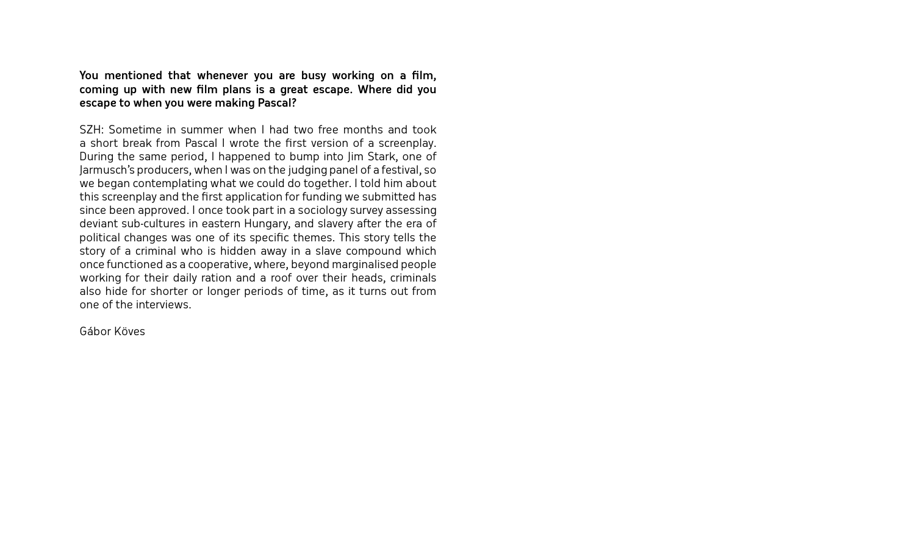**You mentioned that whenever you are busy working on a film, coming up with new film plans is a great escape. Where did you escape to when you were making Pascal?**

SZH: Sometime in summer when I had two free months and took a short break from Pascal I wrote the first version of a screenplay. During the same period, I happened to bump into Jim Stark, one of Jarmusch's producers, when I was on the judging panel of a festival, so we began contemplating what we could do together. I told him about this screenplay and the first application for funding we submitted has since been approved. I once took part in a sociology survey assessing deviant sub-cultures in eastern Hungary, and slavery after the era of political changes was one of its specific themes. This story tells the story of a criminal who is hidden away in a slave compound which once functioned as a cooperative, where, beyond marginalised people working for their daily ration and a roof over their heads, criminals also hide for shorter or longer periods of time, as it turns out from one of the interviews.

Gábor Köves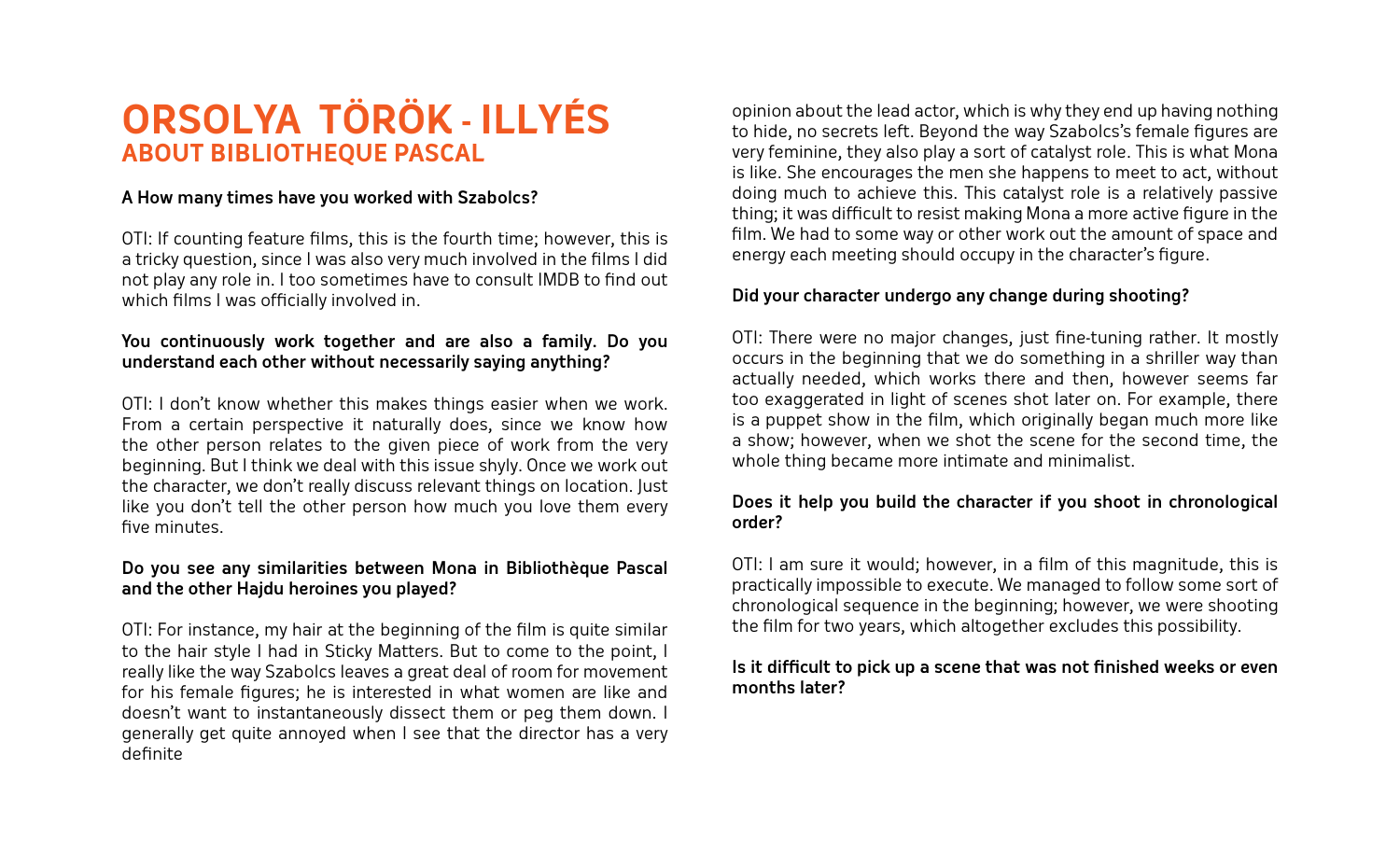# ORSOLYA TÖRÖK - ILLYÉS
## ABOUT BIBLIOTHEQUE PASCAL

**A How many times have you worked with Szabolcs?**

OTI: If counting feature films, this is the fourth time; however, this is a tricky question, since I was also very much involved in the films I did not play any role in. I too sometimes have to consult IMDB to find out which films I was officially involved in.

**You continuously work together and are also a family. Do you understand each other without necessarily saying anything?**

OTI: I don't know whether this makes things easier when we work. From a certain perspective it naturally does, since we know how the other person relates to the given piece of work from the very beginning. But I think we deal with this issue shyly. Once we work out the character, we don't really discuss relevant things on location. Just like you don't tell the other person how much you love them every five minutes.

**Do you see any similarities between Mona in Bibliothèque Pascal and the other Hajdu heroines you played?**

OTI: For instance, my hair at the beginning of the film is quite similar to the hair style I had in Sticky Matters. But to come to the point, I really like the way Szabolcs leaves a great deal of room for movement for his female figures; he is interested in what women are like and doesn't want to instantaneously dissect them or peg them down. I generally get quite annoyed when I see that the director has a very definite opinion about the lead actor, which is why they end up having nothing to hide, no secrets left. Beyond the way Szabolcs's female figures are very feminine, they also play a sort of catalyst role. This is what Mona is like. She encourages the men she happens to meet to act, without doing much to achieve this. This catalyst role is a relatively passive thing; it was difficult to resist making Mona a more active figure in the film. We had to some way or other work out the amount of space and energy each meeting should occupy in the character's figure.

**Did your character undergo any change during shooting?**

OTI: There were no major changes, just fine-tuning rather. It mostly occurs in the beginning that we do something in a shriller way than actually needed, which works there and then, however seems far too exaggerated in light of scenes shot later on. For example, there is a puppet show in the film, which originally began much more like a show; however, when we shot the scene for the second time, the whole thing became more intimate and minimalist.

**Does it help you build the character if you shoot in chronological order?**

OTI: I am sure it would; however, in a film of this magnitude, this is practically impossible to execute. We managed to follow some sort of chronological sequence in the beginning; however, we were shooting the film for two years, which altogether excludes this possibility.

**Is it difficult to pick up a scene that was not finished weeks or even months later?**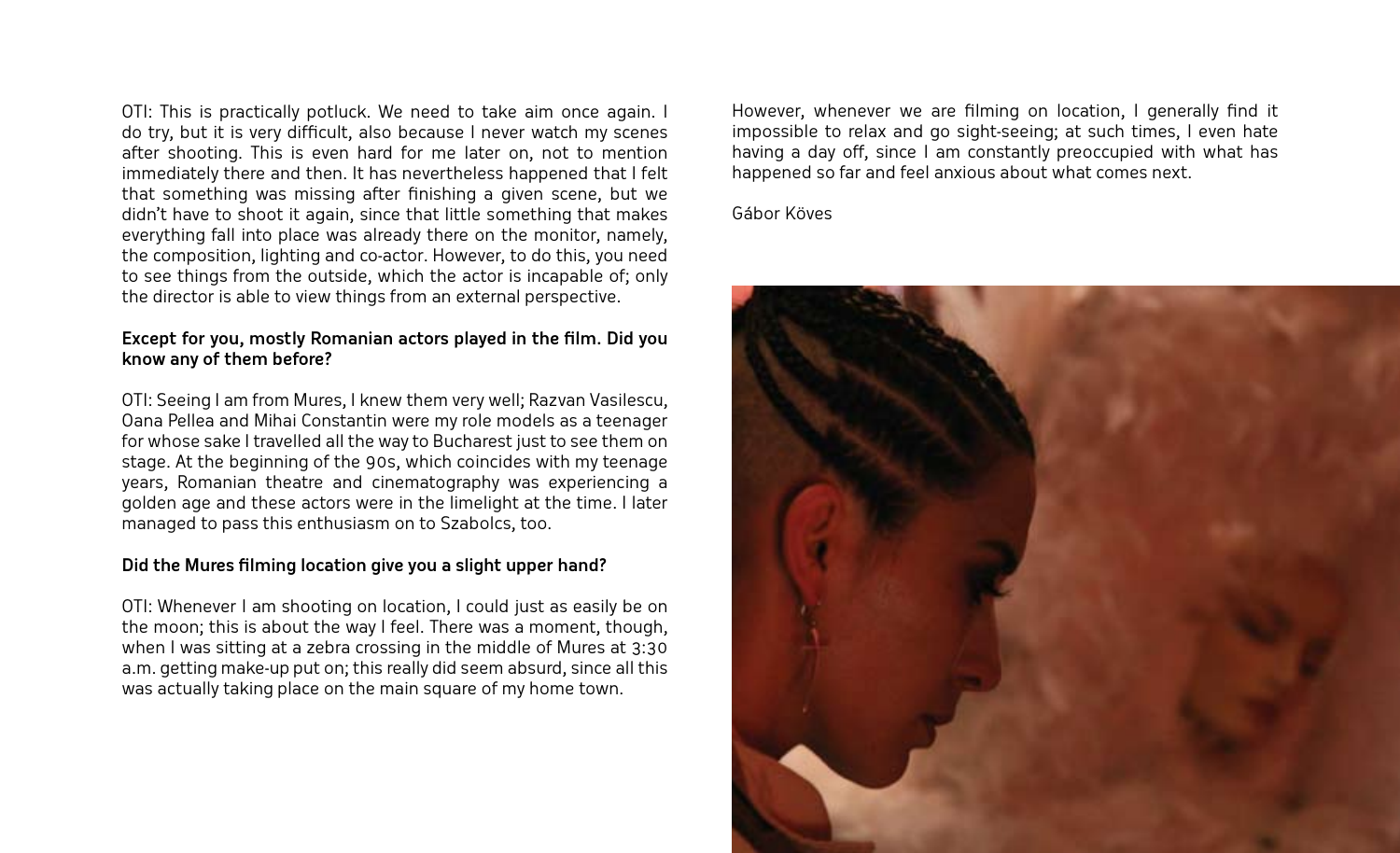OTI: This is practically potluck. We need to take aim once again. I do try, but it is very difficult, also because I never watch my scenes after shooting. This is even hard for me later on, not to mention immediately there and then. It has nevertheless happened that I felt that something was missing after finishing a given scene, but we didn't have to shoot it again, since that little something that makes everything fall into place was already there on the monitor, namely, the composition, lighting and co-actor. However, to do this, you need to see things from the outside, which the actor is incapable of; only the director is able to view things from an external perspective.

**Except for you, mostly Romanian actors played in the film. Did you know any of them before?**

OTI: Seeing I am from Mures, I knew them very well; Razvan Vasilescu, Oana Pellea and Mihai Constantin were my role models as a teenager for whose sake I travelled all the way to Bucharest just to see them on stage. At the beginning of the 90s, which coincides with my teenage years, Romanian theatre and cinematography was experiencing a golden age and these actors were in the limelight at the time. I later managed to pass this enthusiasm on to Szabolcs, too.

**Did the Mures filming location give you a slight upper hand?**

OTI: Whenever I am shooting on location, I could just as easily be on the moon; this is about the way I feel. There was a moment, though, when I was sitting at a zebra crossing in the middle of Mures at 3:30 a.m. getting make-up put on; this really did seem absurd, since all this was actually taking place on the main square of my home town. However, whenever we are filming on location, I generally find it impossible to relax and go sight-seeing; at such times, I even hate having a day off, since I am constantly preoccupied with what has happened so far and feel anxious about what comes next.

Gábor Köves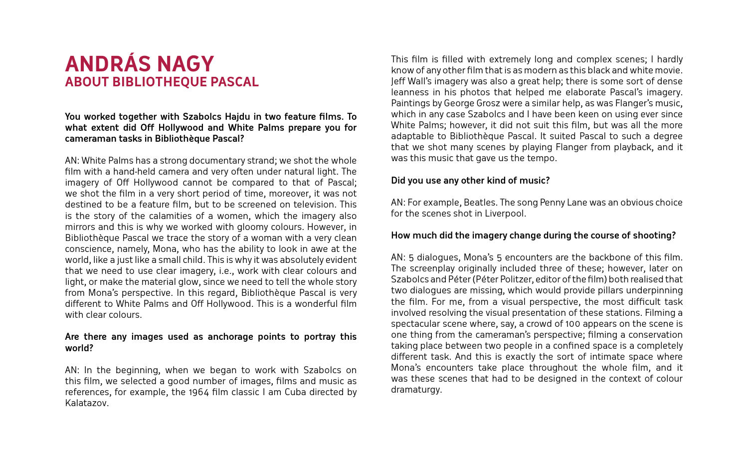# ANDRÁS NAGY
## ABOUT BIBLIOTHEQUE PASCAL

**You worked together with Szabolcs Hajdu in two feature films. To what extent did Off Hollywood and White Palms prepare you for cameraman tasks in Bibliothèque Pascal?**

AN: White Palms has a strong documentary strand; we shot the whole film with a hand-held camera and very often under natural light. The imagery of Off Hollywood cannot be compared to that of Pascal; we shot the film in a very short period of time, moreover, it was not destined to be a feature film, but to be screened on television. This is the story of the calamities of a women, which the imagery also mirrors and this is why we worked with gloomy colours. However, in Bibliothèque Pascal we trace the story of a woman with a very clean conscience, namely, Mona, who has the ability to look in awe at the world, like a just like a small child. This is why it was absolutely evident that we need to use clear imagery, i.e., work with clear colours and light, or make the material glow, since we need to tell the whole story from Mona's perspective. In this regard, Bibliothèque Pascal is very different to White Palms and Off Hollywood. This is a wonderful film with clear colours.

**Are there any images used as anchorage points to portray this world?**

AN: In the beginning, when we began to work with Szabolcs on this film, we selected a good number of images, films and music as references, for example, the 1964 film classic I am Cuba directed by Kalatazov.

This film is filled with extremely long and complex scenes; I hardly know of any other film that is as modern as this black and white movie. Jeff Wall's imagery was also a great help; there is some sort of dense leanness in his photos that helped me elaborate Pascal's imagery. Paintings by George Grosz were a similar help, as was Flanger's music, which in any case Szabolcs and I have been keen on using ever since White Palms; however, it did not suit this film, but was all the more adaptable to Bibliothèque Pascal. It suited Pascal to such a degree that we shot many scenes by playing Flanger from playback, and it was this music that gave us the tempo.

**Did you use any other kind of music?**

AN: For example, Beatles. The song Penny Lane was an obvious choice for the scenes shot in Liverpool.

**How much did the imagery change during the course of shooting?**

AN: 5 dialogues, Mona's 5 encounters are the backbone of this film. The screenplay originally included three of these; however, later on Szabolcs and Péter (Péter Politzer, editor of the film) both realised that two dialogues are missing, which would provide pillars underpinning the film. For me, from a visual perspective, the most difficult task involved resolving the visual presentation of these stations. Filming a spectacular scene where, say, a crowd of 100 appears on the scene is one thing from the cameraman's perspective; filming a conservation taking place between two people in a confined space is a completely different task. And this is exactly the sort of intimate space where Mona's encounters take place throughout the whole film, and it was these scenes that had to be designed in the context of colour dramaturgy.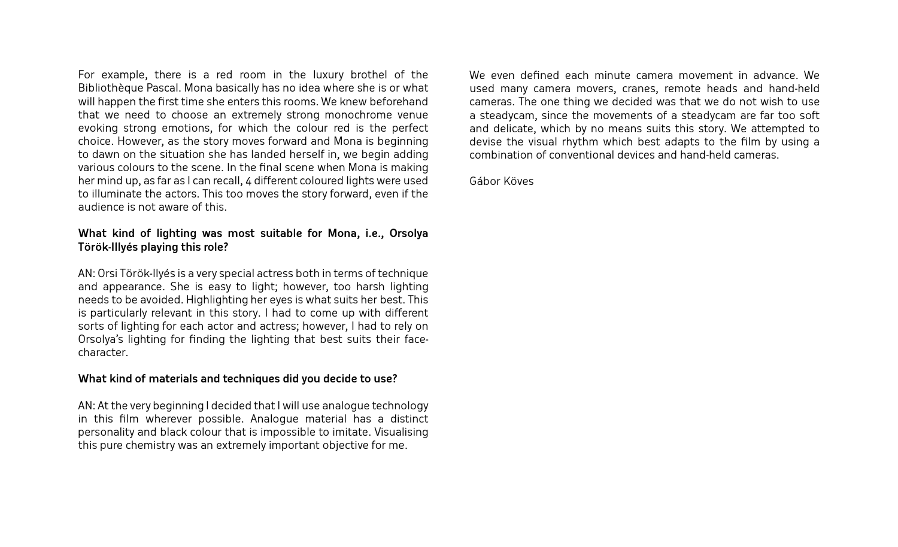For example, there is a red room in the luxury brothel of the Bibliothèque Pascal. Mona basically has no idea where she is or what will happen the first time she enters this rooms. We knew beforehand that we need to choose an extremely strong monochrome venue evoking strong emotions, for which the colour red is the perfect choice. However, as the story moves forward and Mona is beginning to dawn on the situation she has landed herself in, we begin adding various colours to the scene. In the final scene when Mona is making her mind up, as far as I can recall, 4 different coloured lights were used to illuminate the actors. This too moves the story forward, even if the audience is not aware of this.

**What kind of lighting was most suitable for Mona, i.e., Orsolya Török-Illyés playing this role?**

AN: Orsi Török-Ilyés is a very special actress both in terms of technique and appearance. She is easy to light; however, too harsh lighting needs to be avoided. Highlighting her eyes is what suits her best. This is particularly relevant in this story. I had to come up with different sorts of lighting for each actor and actress; however, I had to rely on Orsolya's lighting for finding the lighting that best suits their face-character.

**What kind of materials and techniques did you decide to use?**

AN: At the very beginning I decided that I will use analogue technology in this film wherever possible. Analogue material has a distinct personality and black colour that is impossible to imitate. Visualising this pure chemistry was an extremely important objective for me.

We even defined each minute camera movement in advance. We used many camera movers, cranes, remote heads and hand-held cameras. The one thing we decided was that we do not wish to use a steadycam, since the movements of a steadycam are far too soft and delicate, which by no means suits this story. We attempted to devise the visual rhythm which best adapts to the film by using a combination of conventional devices and hand-held cameras.

Gábor Köves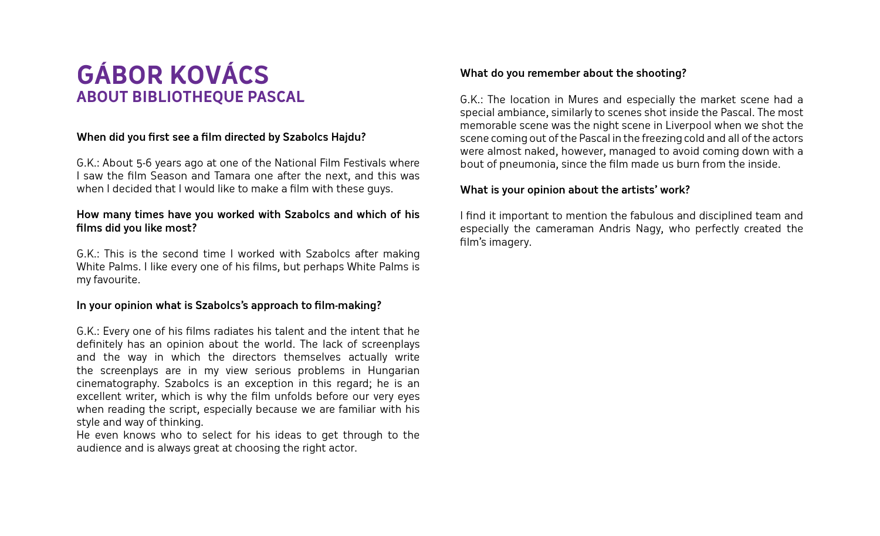# GÁBOR KOVÁCS
## ABOUT BIBLIOTHEQUE PASCAL

**When did you first see a film directed by Szabolcs Hajdu?**

G.K.: About 5-6 years ago at one of the National Film Festivals where I saw the film Season and Tamara one after the next, and this was when I decided that I would like to make a film with these guys.

**How many times have you worked with Szabolcs and which of his films did you like most?**

G.K.: This is the second time I worked with Szabolcs after making White Palms. I like every one of his films, but perhaps White Palms is my favourite.

**In your opinion what is Szabolcs's approach to film-making?**

G.K.: Every one of his films radiates his talent and the intent that he definitely has an opinion about the world. The lack of screenplays and the way in which the directors themselves actually write the screenplays are in my view serious problems in Hungarian cinematography. Szabolcs is an exception in this regard; he is an excellent writer, which is why the film unfolds before our very eyes when reading the script, especially because we are familiar with his style and way of thinking.
He even knows who to select for his ideas to get through to the audience and is always great at choosing the right actor.

**What do you remember about the shooting?**

G.K.: The location in Mures and especially the market scene had a special ambiance, similarly to scenes shot inside the Pascal. The most memorable scene was the night scene in Liverpool when we shot the scene coming out of the Pascal in the freezing cold and all of the actors were almost naked, however, managed to avoid coming down with a bout of pneumonia, since the film made us burn from the inside.

**What is your opinion about the artists' work?**

I find it important to mention the fabulous and disciplined team and especially the cameraman Andris Nagy, who perfectly created the film's imagery.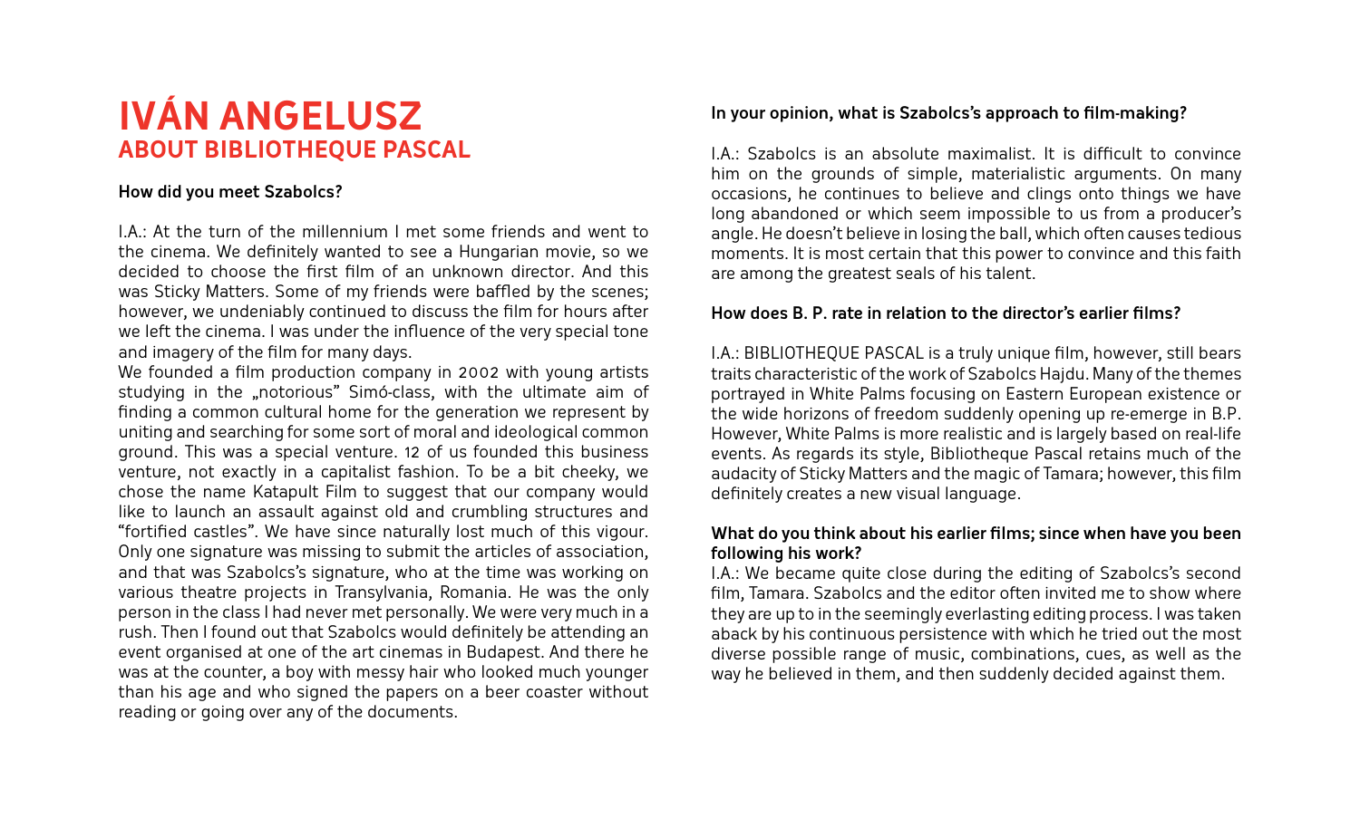# IVÁN ANGELUSZ
## ABOUT BIBLIOTHEQUE PASCAL

**How did you meet Szabolcs?**

I.A.: At the turn of the millennium I met some friends and went to the cinema. We definitely wanted to see a Hungarian movie, so we decided to choose the first film of an unknown director. And this was Sticky Matters. Some of my friends were baffled by the scenes; however, we undeniably continued to discuss the film for hours after we left the cinema. I was under the influence of the very special tone and imagery of the film for many days.

We founded a film production company in 2002 with young artists studying in the „notorious" Simó-class, with the ultimate aim of finding a common cultural home for the generation we represent by uniting and searching for some sort of moral and ideological common ground. This was a special venture. 12 of us founded this business venture, not exactly in a capitalist fashion. To be a bit cheeky, we chose the name Katapult Film to suggest that our company would like to launch an assault against old and crumbling structures and "fortified castles". We have since naturally lost much of this vigour. Only one signature was missing to submit the articles of association, and that was Szabolcs's signature, who at the time was working on various theatre projects in Transylvania, Romania. He was the only person in the class I had never met personally. We were very much in a rush. Then I found out that Szabolcs would definitely be attending an event organised at one of the art cinemas in Budapest. And there he was at the counter, a boy with messy hair who looked much younger than his age and who signed the papers on a beer coaster without reading or going over any of the documents.

**In your opinion, what is Szabolcs's approach to film-making?**

I.A.: Szabolcs is an absolute maximalist. It is difficult to convince him on the grounds of simple, materialistic arguments. On many occasions, he continues to believe and clings onto things we have long abandoned or which seem impossible to us from a producer's angle. He doesn't believe in losing the ball, which often causes tedious moments. It is most certain that this power to convince and this faith are among the greatest seals of his talent.

**How does B. P. rate in relation to the director's earlier films?**

I.A.: BIBLIOTHEQUE PASCAL is a truly unique film, however, still bears traits characteristic of the work of Szabolcs Hajdu. Many of the themes portrayed in White Palms focusing on Eastern European existence or the wide horizons of freedom suddenly opening up re-emerge in B.P. However, White Palms is more realistic and is largely based on real-life events. As regards its style, Bibliotheque Pascal retains much of the audacity of Sticky Matters and the magic of Tamara; however, this film definitely creates a new visual language.

**What do you think about his earlier films; since when have you been following his work?**

I.A.: We became quite close during the editing of Szabolcs's second film, Tamara. Szabolcs and the editor often invited me to show where they are up to in the seemingly everlasting editing process. I was taken aback by his continuous persistence with which he tried out the most diverse possible range of music, combinations, cues, as well as the way he believed in them, and then suddenly decided against them.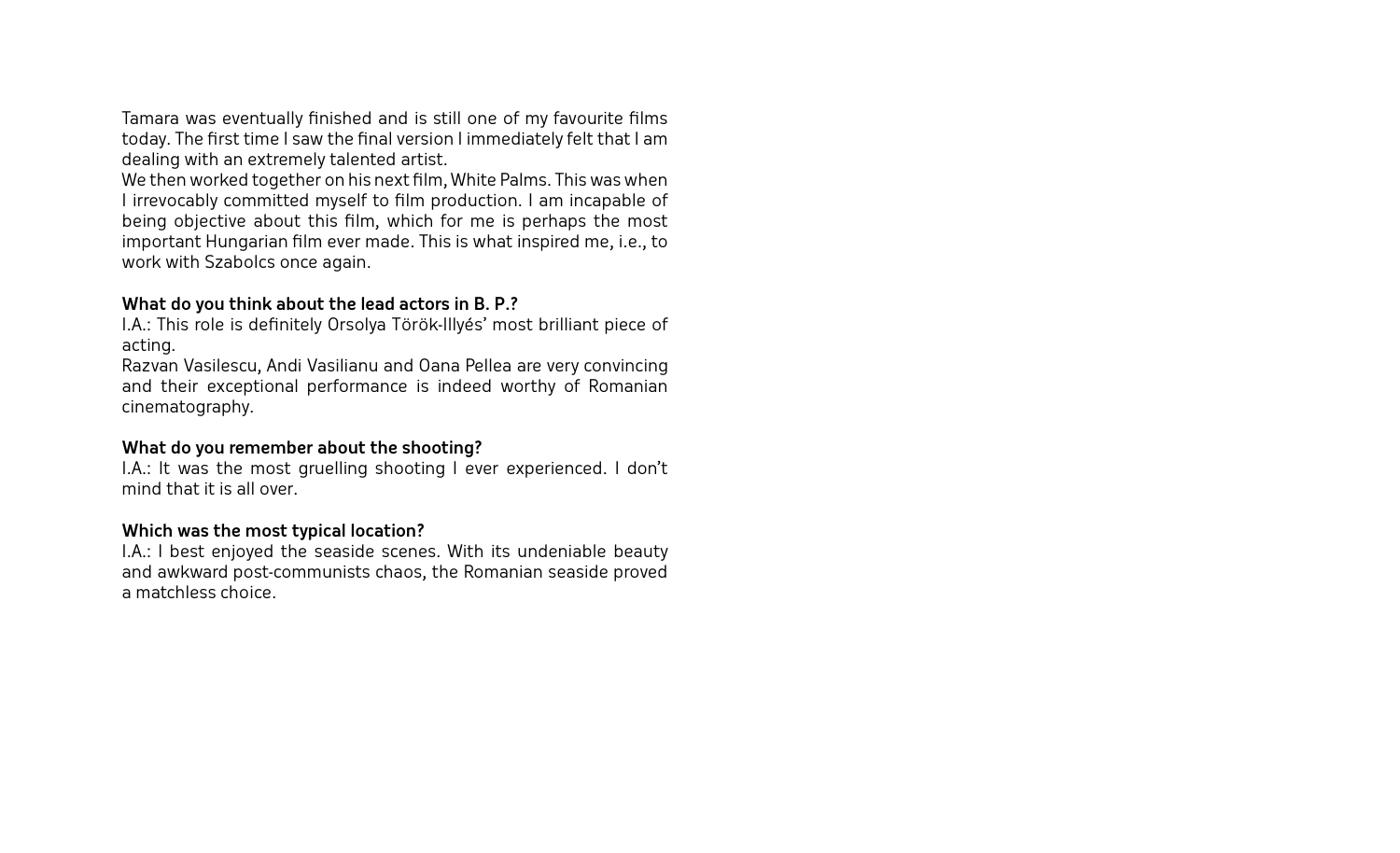Tamara was eventually finished and is still one of my favourite films today. The first time I saw the final version I immediately felt that I am dealing with an extremely talented artist.
We then worked together on his next film, White Palms. This was when I irrevocably committed myself to film production. I am incapable of being objective about this film, which for me is perhaps the most important Hungarian film ever made. This is what inspired me, i.e., to work with Szabolcs once again.

**What do you think about the lead actors in B. P.?**
I.A.: This role is definitely Orsolya Török-Illyés' most brilliant piece of acting.
Razvan Vasilescu, Andi Vasilianu and Oana Pellea are very convincing and their exceptional performance is indeed worthy of Romanian cinematography.

**What do you remember about the shooting?**
I.A.: It was the most gruelling shooting I ever experienced. I don't mind that it is all over.

**Which was the most typical location?**
I.A.: I best enjoyed the seaside scenes. With its undeniable beauty and awkward post-communists chaos, the Romanian seaside proved a matchless choice.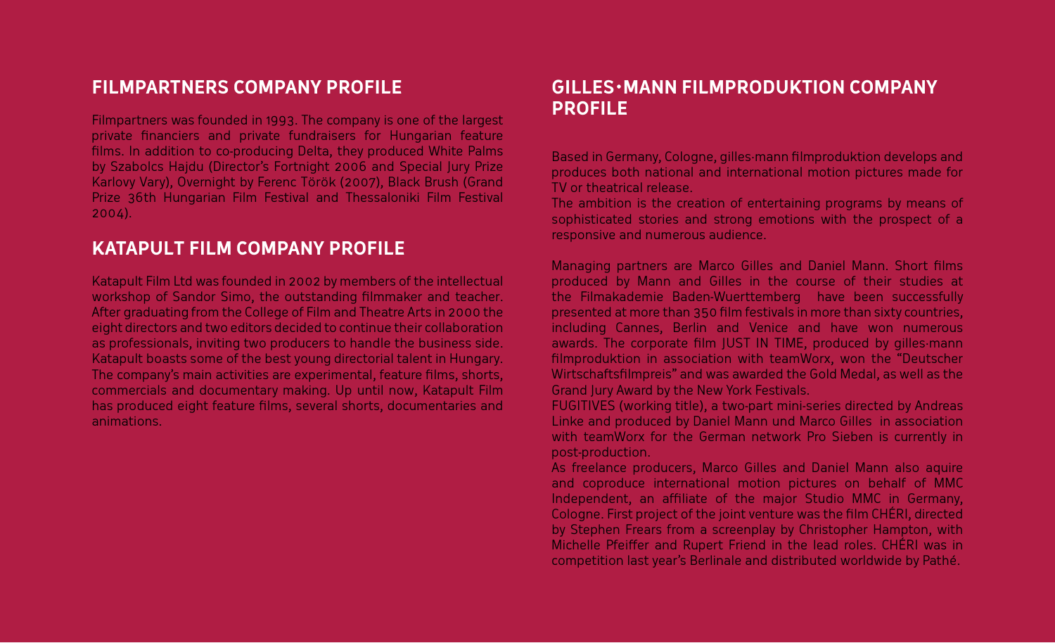## FILMPARTNERS COMPANY PROFILE

Filmpartners was founded in 1993. The company is one of the largest private financiers and private fundraisers for Hungarian feature films. In addition to co-producing Delta, they produced White Palms by Szabolcs Hajdu (Director's Fortnight 2006 and Special Jury Prize Karlovy Vary), Overnight by Ferenc Török (2007), Black Brush (Grand Prize 36th Hungarian Film Festival and Thessaloniki Film Festival 2004).

## KATAPULT FILM COMPANY PROFILE

Katapult Film Ltd was founded in 2002 by members of the intellectual workshop of Sandor Simo, the outstanding filmmaker and teacher. After graduating from the College of Film and Theatre Arts in 2000 the eight directors and two editors decided to continue their collaboration as professionals, inviting two producers to handle the business side. Katapult boasts some of the best young directorial talent in Hungary. The company's main activities are experimental, feature films, shorts, commercials and documentary making. Up until now, Katapult Film has produced eight feature films, several shorts, documentaries and animations.

## GILLES·MANN FILMPRODUKTION COMPANY PROFILE

Based in Germany, Cologne, gilles·mann filmproduktion develops and produces both national and international motion pictures made for TV or theatrical release.
The ambition is the creation of entertaining programs by means of sophisticated stories and strong emotions with the prospect of a responsive and numerous audience.

Managing partners are Marco Gilles and Daniel Mann. Short films produced by Mann and Gilles in the course of their studies at the Filmakademie Baden-Wuerttemberg have been successfully presented at more than 350 film festivals in more than sixty countries, including Cannes, Berlin and Venice and have won numerous awards. The corporate film JUST IN TIME, produced by gilles·mann filmproduktion in association with teamWorx, won the "Deutscher Wirtschaftsfilmpreis" and was awarded the Gold Medal, as well as the Grand Jury Award by the New York Festivals.
FUGITIVES (working title), a two-part mini-series directed by Andreas Linke and produced by Daniel Mann und Marco Gilles in association with teamWorx for the German network Pro Sieben is currently in post-production.
As freelance producers, Marco Gilles and Daniel Mann also aquire and coproduce international motion pictures on behalf of MMC Independent, an affiliate of the major Studio MMC in Germany, Cologne. First project of the joint venture was the film CHÉRI, directed by Stephen Frears from a screenplay by Christopher Hampton, with Michelle Pfeiffer and Rupert Friend in the lead roles. CHÉRI was in competition last year's Berlinale and distributed worldwide by Pathé.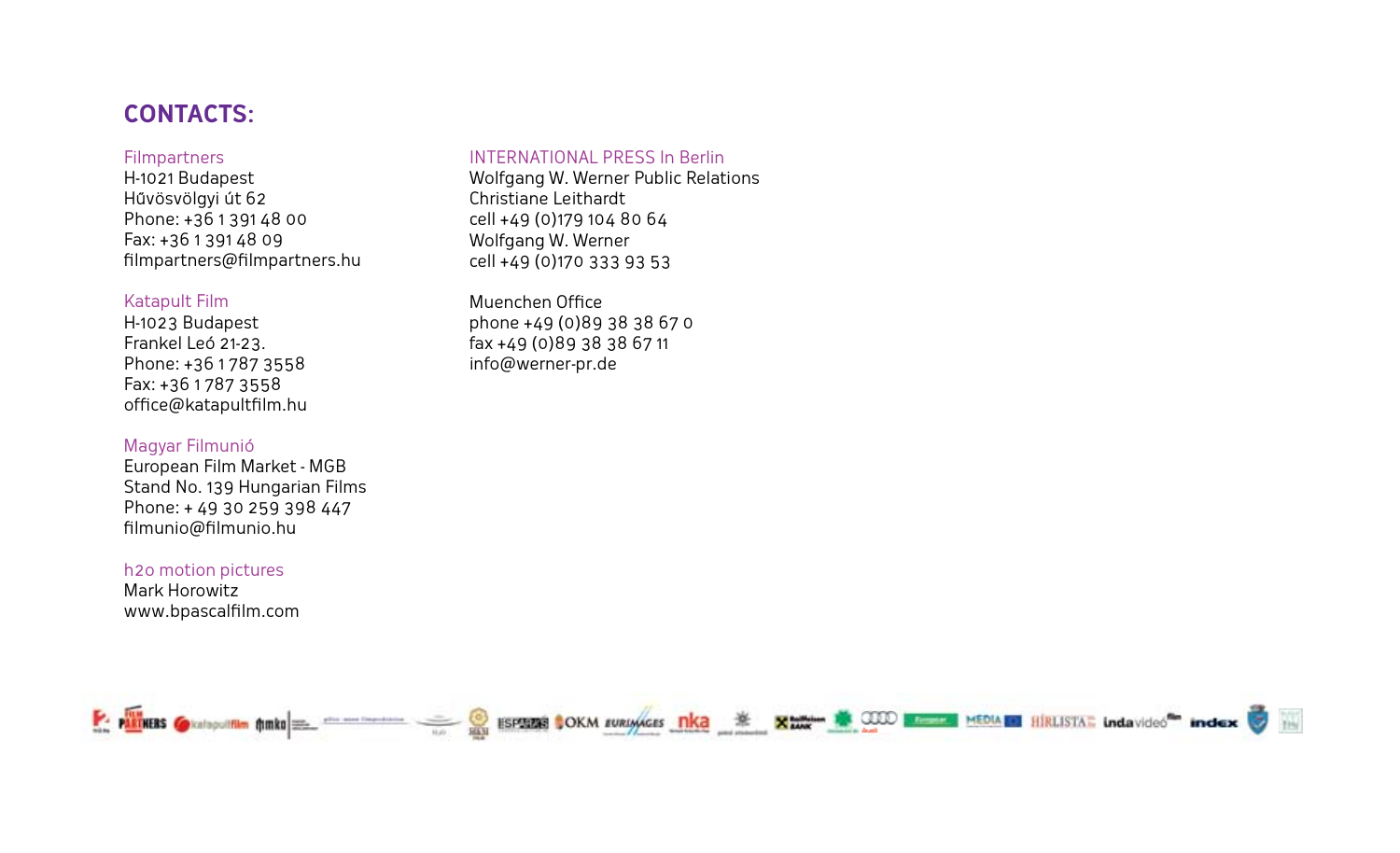## CONTACTS:

Filmpartners
H-1021 Budapest
Hűvösvölgyi út 62
Phone: +36 1 391 48 00
Fax: +36 1 391 48 09
filmpartners@filmpartners.hu

Katapult Film
H-1023 Budapest
Frankel Leó 21-23.
Phone: +36 1 787 3558
Fax: +36 1 787 3558
office@katapultfilm.hu

Magyar Filmunió
European Film Market - MGB
Stand No. 139 Hungarian Films
Phone: + 49 30 259 398 447
filmunio@filmunio.hu

h2o motion pictures
Mark Horowitz
www.bpascalfilm.com

INTERNATIONAL PRESS In Berlin
Wolfgang W. Werner Public Relations
Christiane Leithardt
cell +49 (0)179 104 80 64
Wolfgang W. Werner
cell +49 (0)170 333 93 53

Muenchen Office
phone +49 (0)89 38 38 67 0
fax +49 (0)89 38 38 67 11
info@werner-pr.de